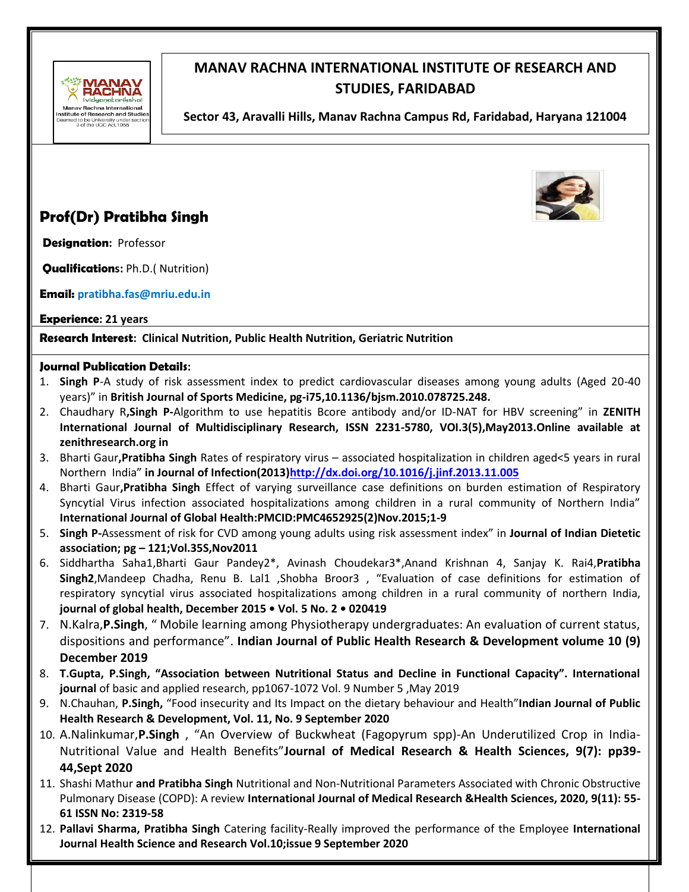# MANAV RACHNA INTERNATIONAL INSTITUTE OF RESEARCH AND STUDIES, FARIDABAD

**Sector 43, Aravalli Hills, Manav Rachna Campus Rd, Faridabad, Haryana 121004**

## Prof(Dr) Pratibha Singh

**Designation:** Professor

**Qualifications:** Ph.D.( Nutrition)

**Email:** pratibha.fas@mriu.edu.in

**Experience: 21 years**

**Research Interest: Clinical Nutrition, Public Health Nutrition, Geriatric Nutrition**

**Journal Publication Details:**

1. **Singh P**-A study of risk assessment index to predict cardiovascular diseases among young adults (Aged 20-40 years)" in **British Journal of Sports Medicine, pg-i75,10.1136/bjsm.2010.078725.248.**
2. Chaudhary R,**Singh P**-Algorithm to use hepatitis Bcore antibody and/or ID-NAT for HBV screening" in **ZENITH International Journal of Multidisciplinary Research, ISSN 2231-5780, VOI.3(5),May2013.Online available at zenithresearch.org in**
3. Bharti Gaur,**Pratibha Singh** Rates of respiratory virus – associated hospitalization in children aged<5 years in rural Northern India" **in Journal of Infection(2013)http://dx.doi.org/10.1016/j.jinf.2013.11.005**
4. Bharti Gaur,**Pratibha Singh** Effect of varying surveillance case definitions on burden estimation of Respiratory Syncytial Virus infection associated hospitalizations among children in a rural community of Northern India" **International Journal of Global Health:PMCID:PMC4652925(2)Nov.2015;1-9**
5. **Singh P**-Assessment of risk for CVD among young adults using risk assessment index" in **Journal of Indian Dietetic association; pg – 121;Vol.35S,Nov2011**
6. Siddhartha Saha1,Bharti Gaur Pandey2*, Avinash Choudekar3*,Anand Krishnan 4, Sanjay K. Rai4,**Pratibha Singh2**,Mandeep Chadha, Renu B. Lal1 ,Shobha Broor3 , "Evaluation of case definitions for estimation of respiratory syncytial virus associated hospitalizations among children in a rural community of northern India, **journal of global health, December 2015 • Vol. 5 No. 2 • 020419**
7. N.Kalra,**P.Singh**, " Mobile learning among Physiotherapy undergraduates: An evaluation of current status, dispositions and performance". **Indian Journal of Public Health Research & Development volume 10 (9) December 2019**
8. **T.Gupta, P.Singh, "Association between Nutritional Status and Decline in Functional Capacity". International journal** of basic and applied research, pp1067-1072 Vol. 9 Number 5 ,May 2019
9. N.Chauhan, **P.Singh,** "Food insecurity and Its Impact on the dietary behaviour and Health"**Indian Journal of Public Health Research & Development, Vol. 11, No. 9 September 2020**
10. A.Nalinkumar,**P.Singh** , "An Overview of Buckwheat (Fagopyrum spp)-An Underutilized Crop in India-Nutritional Value and Health Benefits"**Journal of Medical Research & Health Sciences, 9(7): pp39-44,Sept 2020**
11. Shashi Mathur **and Pratibha Singh** Nutritional and Non-Nutritional Parameters Associated with Chronic Obstructive Pulmonary Disease (COPD): A review **International Journal of Medical Research &Health Sciences, 2020, 9(11): 55-61 ISSN No: 2319-58**
12. **Pallavi Sharma, Pratibha Singh** Catering facility-Really improved the performance of the Employee **International Journal Health Science and Research Vol.10;issue 9 September 2020**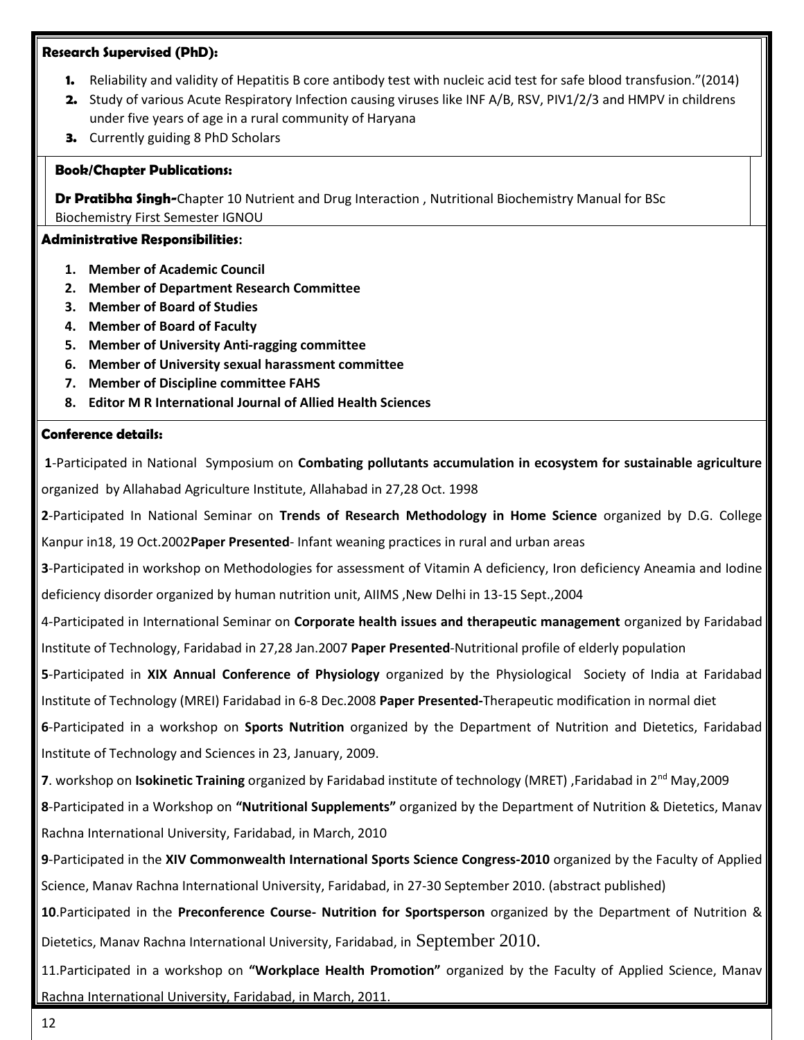**Research Supervised (PhD):**

1. Reliability and validity of Hepatitis B core antibody test with nucleic acid test for safe blood transfusion."(2014)
2. Study of various Acute Respiratory Infection causing viruses like INF A/B, RSV, PIV1/2/3 and HMPV in childrens under five years of age in a rural community of Haryana
3. Currently guiding 8 PhD Scholars

**Book/Chapter Publications:**

**Dr Pratibha Singh-**Chapter 10 Nutrient and Drug Interaction , Nutritional Biochemistry Manual for BSc Biochemistry First Semester IGNOU

**Administrative Responsibilities:**

1. **Member of Academic Council**
2. **Member of Department Research Committee**
3. **Member of Board of Studies**
4. **Member of Board of Faculty**
5. **Member of University Anti-ragging committee**
6. **Member of University sexual harassment committee**
7. **Member of Discipline committee FAHS**
8. **Editor M R International Journal of Allied Health Sciences**

**Conference details:**

**1**-Participated in National Symposium on **Combating pollutants accumulation in ecosystem for sustainable agriculture** organized by Allahabad Agriculture Institute, Allahabad in 27,28 Oct. 1998

**2**-Participated In National Seminar on **Trends of Research Methodology in Home Science** organized by D.G. College Kanpur in18, 19 Oct.2002**Paper Presented**- Infant weaning practices in rural and urban areas

**3**-Participated in workshop on Methodologies for assessment of Vitamin A deficiency, Iron deficiency Aneamia and Iodine deficiency disorder organized by human nutrition unit, AIIMS ,New Delhi in 13-15 Sept.,2004

4-Participated in International Seminar on **Corporate health issues and therapeutic management** organized by Faridabad Institute of Technology, Faridabad in 27,28 Jan.2007 **Paper Presented**-Nutritional profile of elderly population

**5**-Participated in **XIX Annual Conference of Physiology** organized by the Physiological Society of India at Faridabad Institute of Technology (MREI) Faridabad in 6-8 Dec.2008 **Paper Presented-**Therapeutic modification in normal diet

**6**-Participated in a workshop on **Sports Nutrition** organized by the Department of Nutrition and Dietetics, Faridabad Institute of Technology and Sciences in 23, January, 2009.

**7**. workshop on **Isokinetic Training** organized by Faridabad institute of technology (MRET) ,Faridabad in 2nd May,2009

**8**-Participated in a Workshop on **"Nutritional Supplements"** organized by the Department of Nutrition & Dietetics, Manav Rachna International University, Faridabad, in March, 2010

**9**-Participated in the **XIV Commonwealth International Sports Science Congress-2010** organized by the Faculty of Applied Science, Manav Rachna International University, Faridabad, in 27-30 September 2010. (abstract published)

**10**.Participated in the **Preconference Course- Nutrition for Sportsperson** organized by the Department of Nutrition & Dietetics, Manav Rachna International University, Faridabad, in September 2010.

11.Participated in a workshop on **"Workplace Health Promotion"** organized by the Faculty of Applied Science, Manav Rachna International University, Faridabad, in March, 2011.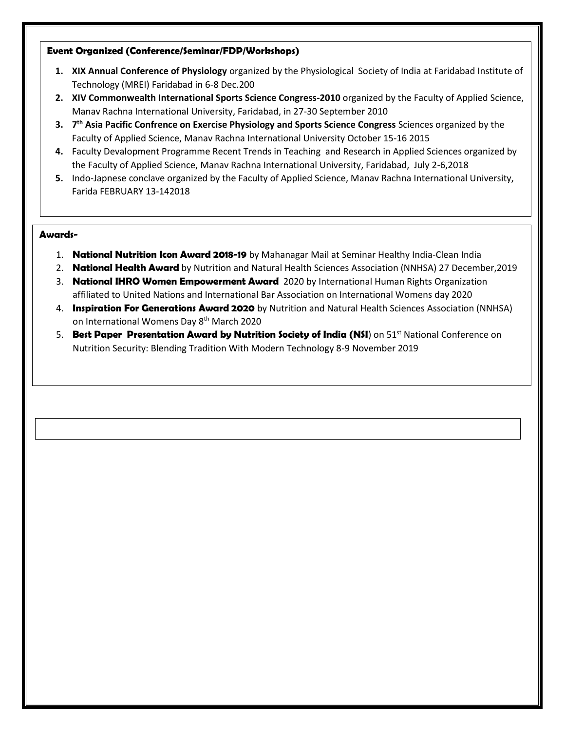**Event Organized (Conference/Seminar/FDP/Workshops)**

1. **XIX Annual Conference of Physiology** organized by the Physiological Society of India at Faridabad Institute of Technology (MREI) Faridabad in 6-8 Dec.200
2. **XIV Commonwealth International Sports Science Congress-2010** organized by the Faculty of Applied Science, Manav Rachna International University, Faridabad, in 27-30 September 2010
3. **7th Asia Pacific Confrence on Exercise Physiology and Sports Science Congress** Sciences organized by the Faculty of Applied Science, Manav Rachna International University October 15-16 2015
4. Faculty Devalopment Programme Recent Trends in Teaching and Research in Applied Sciences organized by the Faculty of Applied Science, Manav Rachna International University, Faridabad, July 2-6,2018
5. Indo-Japnese conclave organized by the Faculty of Applied Science, Manav Rachna International University, Farida FEBRUARY 13-142018

**Awards-**

1. **National Nutrition Icon Award 2018-19** by Mahanagar Mail at Seminar Healthy India-Clean India
2. **National Health Award** by Nutrition and Natural Health Sciences Association (NNHSA) 27 December,2019
3. **National IHRO Women Empowerment Award** 2020 by International Human Rights Organization affiliated to United Nations and International Bar Association on International Womens day 2020
4. **Inspiration For Generations Award 2020** by Nutrition and Natural Health Sciences Association (NNHSA) on International Womens Day 8th March 2020
5. **Best Paper Presentation Award by Nutrition Society of India (NSI**) on 51st National Conference on Nutrition Security: Blending Tradition With Modern Technology 8-9 November 2019